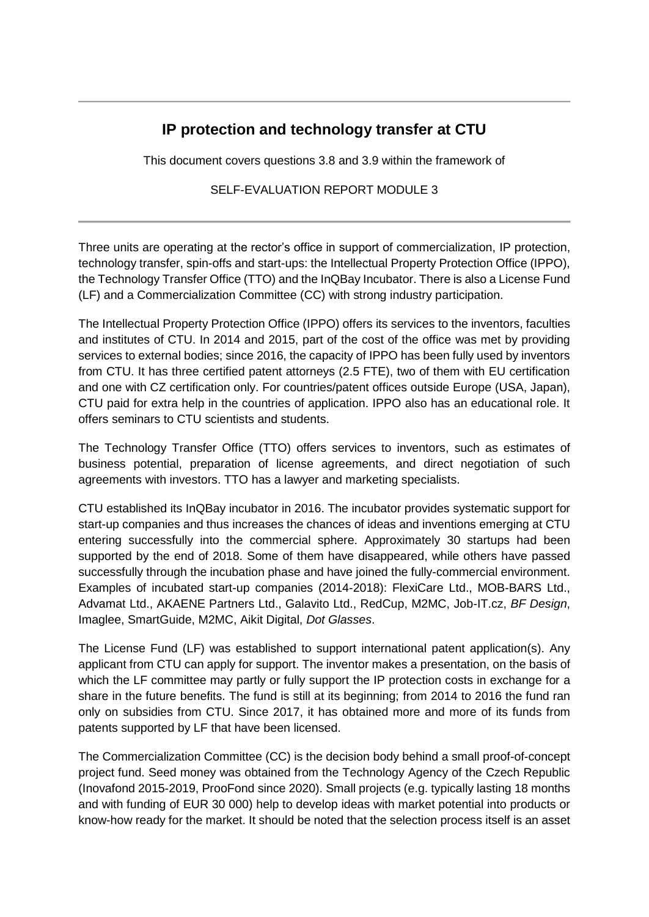# IP protection and technology transfer at CTU

This document covers questions 3.8 and 3.9 within the framework of

SELF-EVALUATION REPORT MODULE 3

---

Three units are operating at the rector's office in support of commercialization, IP protection, technology transfer, spin-offs and start-ups: the Intellectual Property Protection Office (IPPO), the Technology Transfer Office (TTO) and the InQBay Incubator. There is also a License Fund (LF) and a Commercialization Committee (CC) with strong industry participation.

The Intellectual Property Protection Office (IPPO) offers its services to the inventors, faculties and institutes of CTU. In 2014 and 2015, part of the cost of the office was met by providing services to external bodies; since 2016, the capacity of IPPO has been fully used by inventors from CTU. It has three certified patent attorneys (2.5 FTE), two of them with EU certification and one with CZ certification only. For countries/patent offices outside Europe (USA, Japan), CTU paid for extra help in the countries of application. IPPO also has an educational role. It offers seminars to CTU scientists and students.

The Technology Transfer Office (TTO) offers services to inventors, such as estimates of business potential, preparation of license agreements, and direct negotiation of such agreements with investors. TTO has a lawyer and marketing specialists.

CTU established its InQBay incubator in 2016. The incubator provides systematic support for start-up companies and thus increases the chances of ideas and inventions emerging at CTU entering successfully into the commercial sphere. Approximately 30 startups had been supported by the end of 2018. Some of them have disappeared, while others have passed successfully through the incubation phase and have joined the fully-commercial environment. Examples of incubated start-up companies (2014-2018): FlexiCare Ltd., MOB-BARS Ltd., Advamat Ltd., AKAENE Partners Ltd., Galavito Ltd., RedCup, M2MC, Job-IT.cz, *BF Design*, Imaglee, SmartGuide, M2MC, Aikit Digital, *Dot Glasses*.

The License Fund (LF) was established to support international patent application(s). Any applicant from CTU can apply for support. The inventor makes a presentation, on the basis of which the LF committee may partly or fully support the IP protection costs in exchange for a share in the future benefits. The fund is still at its beginning; from 2014 to 2016 the fund ran only on subsidies from CTU. Since 2017, it has obtained more and more of its funds from patents supported by LF that have been licensed.

The Commercialization Committee (CC) is the decision body behind a small proof-of-concept project fund. Seed money was obtained from the Technology Agency of the Czech Republic (Inovafond 2015-2019, ProoFond since 2020). Small projects (e.g. typically lasting 18 months and with funding of EUR 30 000) help to develop ideas with market potential into products or know-how ready for the market. It should be noted that the selection process itself is an asset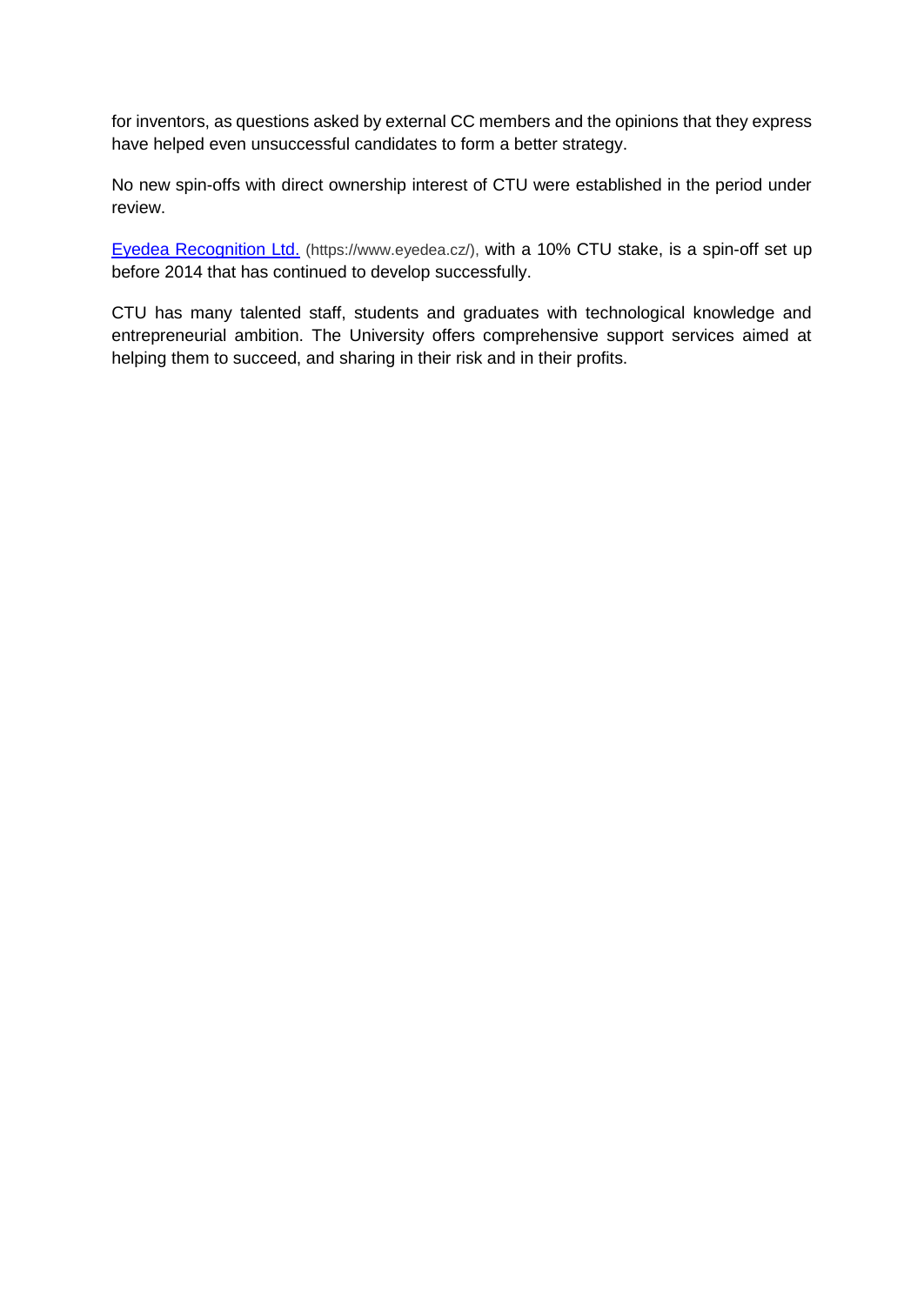for inventors, as questions asked by external CC members and the opinions that they express have helped even unsuccessful candidates to form a better strategy.

No new spin-offs with direct ownership interest of CTU were established in the period under review.

[Eyedea Recognition Ltd.](https://www.eyedea.cz/) (https://www.eyedea.cz/), with a 10% CTU stake, is a spin-off set up before 2014 that has continued to develop successfully.

CTU has many talented staff, students and graduates with technological knowledge and entrepreneurial ambition. The University offers comprehensive support services aimed at helping them to succeed, and sharing in their risk and in their profits.